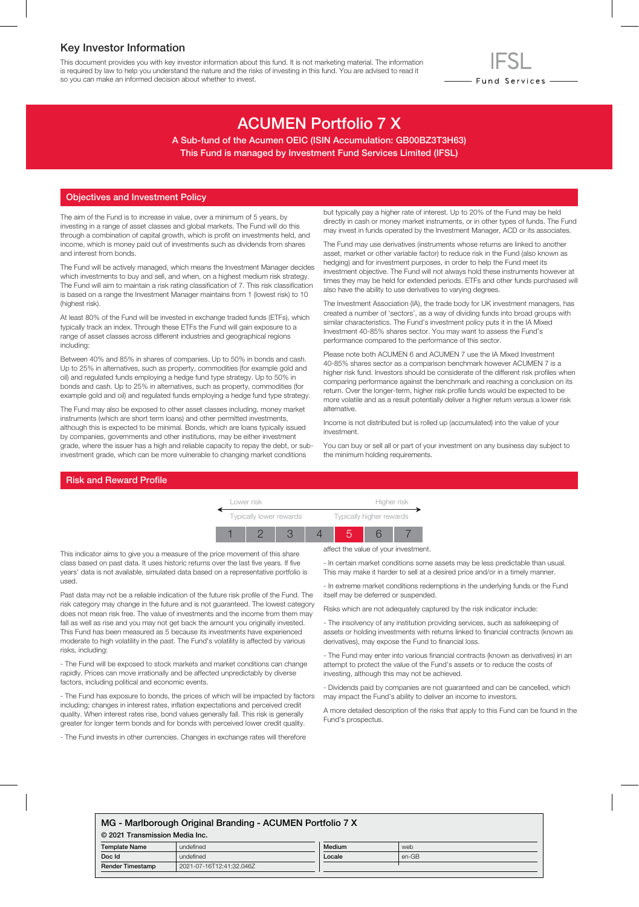## Key Investor Information

This document provides you with key investor information about this fund. It is not marketing material. The information is required by law to help you understand the nature and the risks of investing in this fund. You are advised to read it so you can make an informed decision about whether to invest.

IFSL Fund Services

# ACUMEN Portfolio 7 X

**A Sub-fund of the Acumen OEIC (ISIN Accumulation: GB00BZ3T3H63)**
**This Fund is managed by Investment Fund Services Limited (IFSL)**

## Objectives and Investment Policy

The aim of the Fund is to increase in value, over a minimum of 5 years, by investing in a range of asset classes and global markets. The Fund will do this through a combination of capital growth, which is profit on investments held, and income, which is money paid out of investments such as dividends from shares and interest from bonds.

The Fund will be actively managed, which means the Investment Manager decides which investments to buy and sell, and when, on a highest medium risk strategy. The Fund will aim to maintain a risk rating classification of 7. This risk classification is based on a range the Investment Manager maintains from 1 (lowest risk) to 10 (highest risk).

At least 80% of the Fund will be invested in exchange traded funds (ETFs), which typically track an index. Through these ETFs the Fund will gain exposure to a range of asset classes across different industries and geographical regions including:

Between 40% and 85% in shares of companies. Up to 50% in bonds and cash. Up to 25% in alternatives, such as property, commodities (for example gold and oil) and regulated funds employing a hedge fund type strategy. Up to 50% in bonds and cash. Up to 25% in alternatives, such as property, commodities (for example gold and oil) and regulated funds employing a hedge fund type strategy.

The Fund may also be exposed to other asset classes including, money market instruments (which are short term loans) and other permitted investments, although this is expected to be minimal. Bonds, which are loans typically issued by companies, governments and other institutions, may be either investment grade, where the issuer has a high and reliable capacity to repay the debt, or sub-investment grade, which can be more vulnerable to changing market conditions but typically pay a higher rate of interest. Up to 20% of the Fund may be held directly in cash or money market instruments, or in other types of funds. The Fund may invest in funds operated by the Investment Manager, ACD or its associates.

The Fund may use derivatives (instruments whose returns are linked to another asset, market or other variable factor) to reduce risk in the Fund (also known as hedging) and for investment purposes, in order to help the Fund meet its investment objective. The Fund will not always hold these instruments however at times they may be held for extended periods. ETFs and other funds purchased will also have the ability to use derivatives to varying degrees.

The Investment Association (IA), the trade body for UK investment managers, has created a number of 'sectors', as a way of dividing funds into broad groups with similar characteristics. The Fund's investment policy puts it in the IA Mixed Investment 40-85% shares sector. You may want to assess the Fund's performance compared to the performance of this sector.

Please note both ACUMEN 6 and ACUMEN 7 use the IA Mixed Investment 40-85% shares sector as a comparison benchmark however ACUMEN 7 is a higher risk fund. Investors should be considerate of the different risk profiles when comparing performance against the benchmark and reaching a conclusion on its return. Over the longer-term, higher risk profile funds would be expected to be more volatile and as a result potentially deliver a higher return versus a lower risk alternative.

Income is not distributed but is rolled up (accumulated) into the value of your investment.

You can buy or sell all or part of your investment on any business day subject to the minimum holding requirements.

## Risk and Reward Profile

| Lower risk | | | | | | Higher risk |
|---|---|---|---|---|---|---|
| Typically lower rewards | | | | | | Typically higher rewards |
| 1 | 2 | 3 | 4 | **5** | 6 | 7 |

This indicator aims to give you a measure of the price movement of this share class based on past data. It uses historic returns over the last five years. If five years' data is not available, simulated data based on a representative portfolio is used.

Past data may not be a reliable indication of the future risk profile of the Fund. The risk category may change in the future and is not guaranteed. The lowest category does not mean risk free. The value of investments and the income from them may fall as well as rise and you may not get back the amount you originally invested. This Fund has been measured as 5 because its investments have experienced moderate to high volatility in the past. The Fund's volatility is affected by various risks, including:

- The Fund will be exposed to stock markets and market conditions can change rapidly. Prices can move irrationally and be affected unpredictably by diverse factors, including political and economic events.

- The Fund has exposure to bonds, the prices of which will be impacted by factors including; changes in interest rates, inflation expectations and perceived credit quality. When interest rates rise, bond values generally fall. This risk is generally greater for longer term bonds and for bonds with perceived lower credit quality.

- The Fund invests in other currencies. Changes in exchange rates will therefore affect the value of your investment.

- In certain market conditions some assets may be less predictable than usual. This may make it harder to sell at a desired price and/or in a timely manner.

- In extreme market conditions redemptions in the underlying funds or the Fund itself may be deferred or suspended.

Risks which are not adequately captured by the risk indicator include:

- The insolvency of any institution providing services, such as safekeeping of assets or holding investments with returns linked to financial contracts (known as derivatives), may expose the Fund to financial loss.

- The Fund may enter into various financial contracts (known as derivatives) in an attempt to protect the value of the Fund's assets or to reduce the costs of investing, although this may not be achieved.

- Dividends paid by companies are not guaranteed and can be cancelled, which may impact the Fund's ability to deliver an income to investors.

A more detailed description of the risks that apply to this Fund can be found in the Fund's prospectus.

**MG - Marlborough Original Branding - ACUMEN Portfolio 7 X**
**© 2021 Transmission Media Inc.**

| Template Name | undefined | Medium | web |
|---|---|---|---|
| Doc Id | undefined | Locale | en-GB |
| Render Timestamp | 2021-07-16T12:41:32.046Z | | |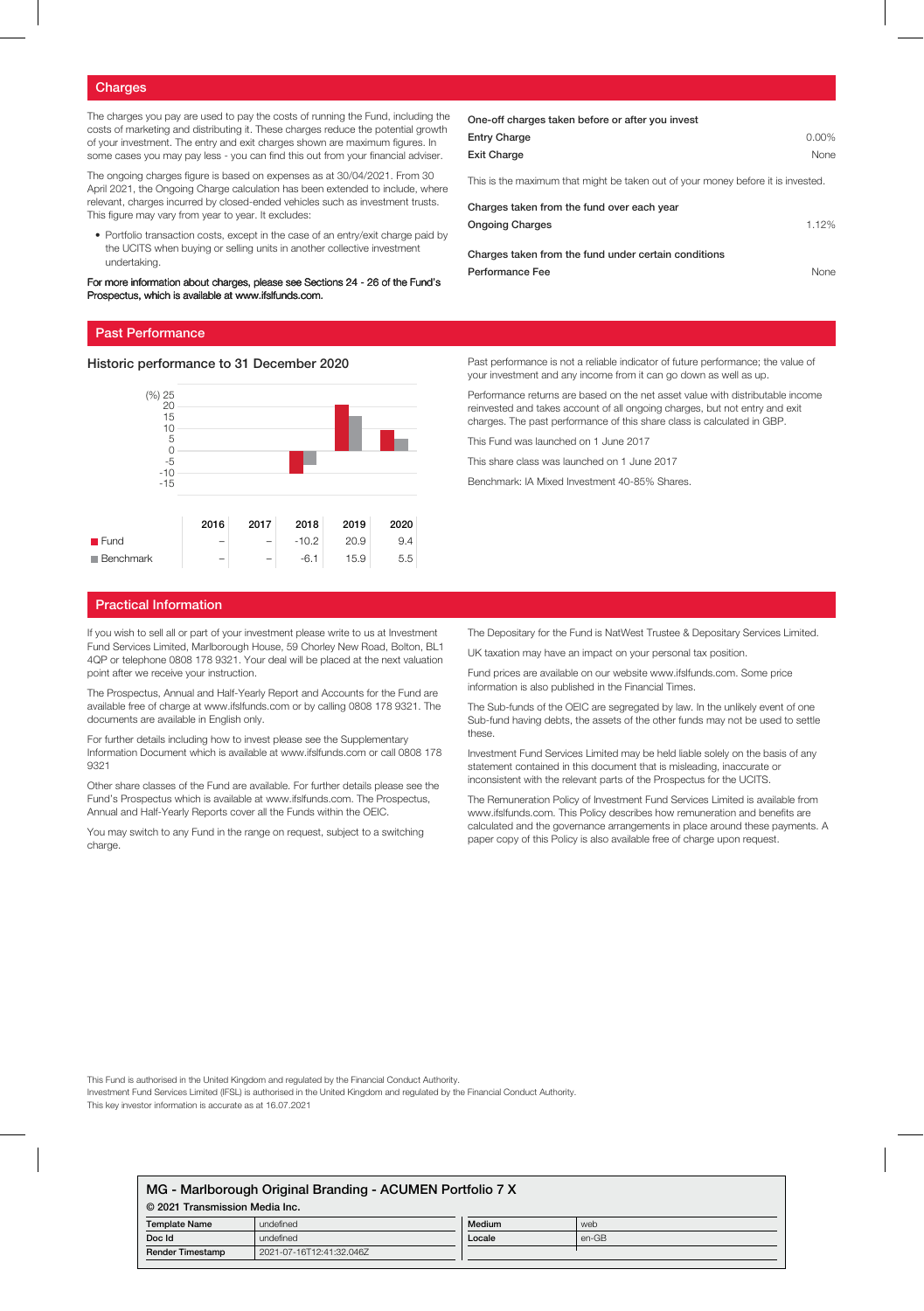## Charges

The charges you pay are used to pay the costs of running the Fund, including the costs of marketing and distributing it. These charges reduce the potential growth of your investment. The entry and exit charges shown are maximum figures. In some cases you may pay less - you can find this out from your financial adviser.

The ongoing charges figure is based on expenses as at 30/04/2021. From 30 April 2021, the Ongoing Charge calculation has been extended to include, where relevant, charges incurred by closed-ended vehicles such as investment trusts. This figure may vary from year to year. It excludes:

- Portfolio transaction costs, except in the case of an entry/exit charge paid by the UCITS when buying or selling units in another collective investment undertaking.

For more information about charges, please see Sections 24 - 26 of the Fund's Prospectus, which is available at www.ifslfunds.com.

| One-off charges taken before or after you invest | |
|---|---|
| Entry Charge | 0.00% |
| Exit Charge | None |

This is the maximum that might be taken out of your money before it is invested.

| Charges taken from the fund over each year | |
|---|---|
| Ongoing Charges | 1.12% |

| Charges taken from the fund under certain conditions | |
|---|---|
| Performance Fee | None |

## Past Performance

### Historic performance to 31 December 2020

(%) 25
20
15
10
5
0
-5
-10
-15

| | 2016 | 2017 | 2018 | 2019 | 2020 |
|---|---|---|---|---|---|
| Fund | – | – | -10.2 | 20.9 | 9.4 |
| Benchmark | – | – | -6.1 | 15.9 | 5.5 |

Past performance is not a reliable indicator of future performance; the value of your investment and any income from it can go down as well as up.

Performance returns are based on the net asset value with distributable income reinvested and takes account of all ongoing charges, but not entry and exit charges. The past performance of this share class is calculated in GBP.

This Fund was launched on 1 June 2017

This share class was launched on 1 June 2017

Benchmark: IA Mixed Investment 40-85% Shares.

## Practical Information

If you wish to sell all or part of your investment please write to us at Investment Fund Services Limited, Marlborough House, 59 Chorley New Road, Bolton, BL1 4QP or telephone 0808 178 9321. Your deal will be placed at the next valuation point after we receive your instruction.

The Prospectus, Annual and Half-Yearly Report and Accounts for the Fund are available free of charge at www.ifslfunds.com or by calling 0808 178 9321. The documents are available in English only.

For further details including how to invest please see the Supplementary Information Document which is available at www.ifslfunds.com or call 0808 178 9321

Other share classes of the Fund are available. For further details please see the Fund's Prospectus which is available at www.ifslfunds.com. The Prospectus, Annual and Half-Yearly Reports cover all the Funds within the OEIC.

You may switch to any Fund in the range on request, subject to a switching charge.

The Depositary for the Fund is NatWest Trustee & Depositary Services Limited.

UK taxation may have an impact on your personal tax position.

Fund prices are available on our website www.ifslfunds.com. Some price information is also published in the Financial Times.

The Sub-funds of the OEIC are segregated by law. In the unlikely event of one Sub-fund having debts, the assets of the other funds may not be used to settle these.

Investment Fund Services Limited may be held liable solely on the basis of any statement contained in this document that is misleading, inaccurate or inconsistent with the relevant parts of the Prospectus for the UCITS.

The Remuneration Policy of Investment Fund Services Limited is available from www.ifslfunds.com. This Policy describes how remuneration and benefits are calculated and the governance arrangements in place around these payments. A paper copy of this Policy is also available free of charge upon request.

This Fund is authorised in the United Kingdom and regulated by the Financial Conduct Authority.
Investment Fund Services Limited (IFSL) is authorised in the United Kingdom and regulated by the Financial Conduct Authority.
This key investor information is accurate as at 16.07.2021